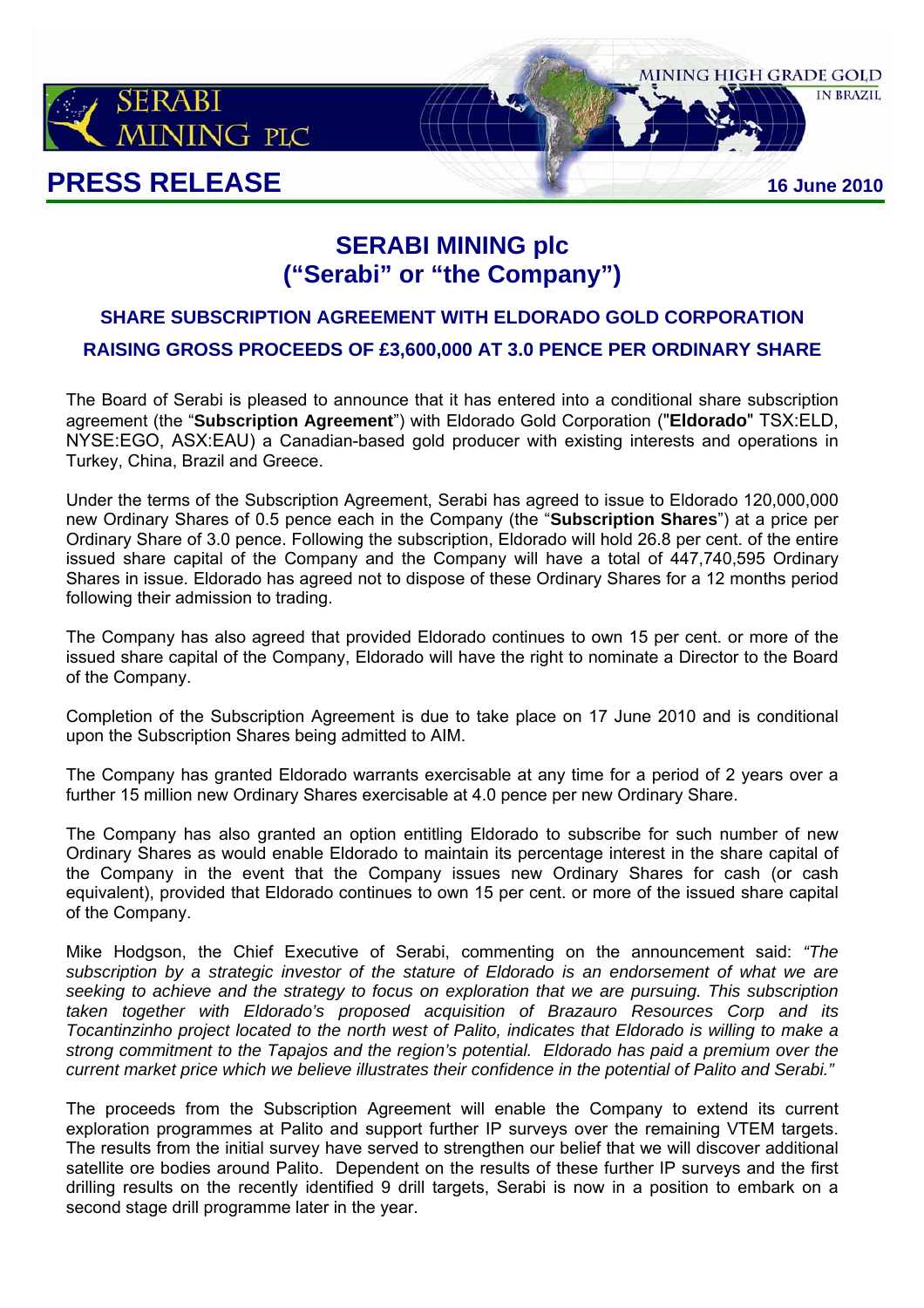# PRESS RELEASE

16 June 2010

## SERABI MINING plc
## ("Serabi" or "the Company")

### SHARE SUBSCRIPTION AGREEMENT WITH ELDORADO GOLD CORPORATION
### RAISING GROSS PROCEEDS OF £3,600,000 AT 3.0 PENCE PER ORDINARY SHARE

The Board of Serabi is pleased to announce that it has entered into a conditional share subscription agreement (the "**Subscription Agreement**") with Eldorado Gold Corporation ("**Eldorado**" TSX:ELD, NYSE:EGO, ASX:EAU) a Canadian-based gold producer with existing interests and operations in Turkey, China, Brazil and Greece.

Under the terms of the Subscription Agreement, Serabi has agreed to issue to Eldorado 120,000,000 new Ordinary Shares of 0.5 pence each in the Company (the "**Subscription Shares**") at a price per Ordinary Share of 3.0 pence. Following the subscription, Eldorado will hold 26.8 per cent. of the entire issued share capital of the Company and the Company will have a total of 447,740,595 Ordinary Shares in issue. Eldorado has agreed not to dispose of these Ordinary Shares for a 12 months period following their admission to trading.

The Company has also agreed that provided Eldorado continues to own 15 per cent. or more of the issued share capital of the Company, Eldorado will have the right to nominate a Director to the Board of the Company.

Completion of the Subscription Agreement is due to take place on 17 June 2010 and is conditional upon the Subscription Shares being admitted to AIM.

The Company has granted Eldorado warrants exercisable at any time for a period of 2 years over a further 15 million new Ordinary Shares exercisable at 4.0 pence per new Ordinary Share.

The Company has also granted an option entitling Eldorado to subscribe for such number of new Ordinary Shares as would enable Eldorado to maintain its percentage interest in the share capital of the Company in the event that the Company issues new Ordinary Shares for cash (or cash equivalent), provided that Eldorado continues to own 15 per cent. or more of the issued share capital of the Company.

Mike Hodgson, the Chief Executive of Serabi, commenting on the announcement said: *"The subscription by a strategic investor of the stature of Eldorado is an endorsement of what we are seeking to achieve and the strategy to focus on exploration that we are pursuing. This subscription taken together with Eldorado's proposed acquisition of Brazauro Resources Corp and its Tocantinzinho project located to the north west of Palito, indicates that Eldorado is willing to make a strong commitment to the Tapajos and the region's potential. Eldorado has paid a premium over the current market price which we believe illustrates their confidence in the potential of Palito and Serabi."*

The proceeds from the Subscription Agreement will enable the Company to extend its current exploration programmes at Palito and support further IP surveys over the remaining VTEM targets. The results from the initial survey have served to strengthen our belief that we will discover additional satellite ore bodies around Palito. Dependent on the results of these further IP surveys and the first drilling results on the recently identified 9 drill targets, Serabi is now in a position to embark on a second stage drill programme later in the year.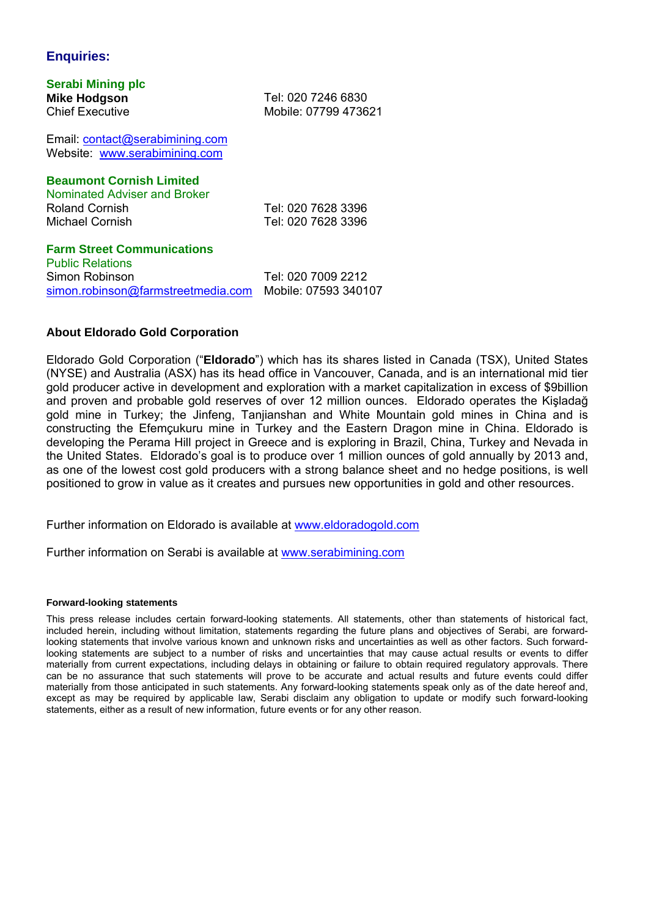## Enquiries:

**Serabi Mining plc**

**Mike Hodgson** — Tel: 020 7246 6830
Chief Executive — Mobile: 07799 473621

Email: contact@serabimining.com
Website: www.serabimining.com

**Beaumont Cornish Limited**
Nominated Adviser and Broker
Roland Cornish — Tel: 020 7628 3396
Michael Cornish — Tel: 020 7628 3396

**Farm Street Communications**
Public Relations
Simon Robinson — Tel: 020 7009 2212
simon.robinson@farmstreetmedia.com — Mobile: 07593 340107

### About Eldorado Gold Corporation

Eldorado Gold Corporation ("**Eldorado**") which has its shares listed in Canada (TSX), United States (NYSE) and Australia (ASX) has its head office in Vancouver, Canada, and is an international mid tier gold producer active in development and exploration with a market capitalization in excess of $9billion and proven and probable gold reserves of over 12 million ounces. Eldorado operates the Kişladağ gold mine in Turkey; the Jinfeng, Tanjianshan and White Mountain gold mines in China and is constructing the Efemçukuru mine in Turkey and the Eastern Dragon mine in China. Eldorado is developing the Perama Hill project in Greece and is exploring in Brazil, China, Turkey and Nevada in the United States. Eldorado's goal is to produce over 1 million ounces of gold annually by 2013 and, as one of the lowest cost gold producers with a strong balance sheet and no hedge positions, is well positioned to grow in value as it creates and pursues new opportunities in gold and other resources.

Further information on Eldorado is available at www.eldoradogold.com

Further information on Serabi is available at www.serabimining.com

#### Forward-looking statements

This press release includes certain forward-looking statements. All statements, other than statements of historical fact, included herein, including without limitation, statements regarding the future plans and objectives of Serabi, are forward-looking statements that involve various known and unknown risks and uncertainties as well as other factors. Such forward-looking statements are subject to a number of risks and uncertainties that may cause actual results or events to differ materially from current expectations, including delays in obtaining or failure to obtain required regulatory approvals. There can be no assurance that such statements will prove to be accurate and actual results and future events could differ materially from those anticipated in such statements. Any forward-looking statements speak only as of the date hereof and, except as may be required by applicable law, Serabi disclaim any obligation to update or modify such forward-looking statements, either as a result of new information, future events or for any other reason.